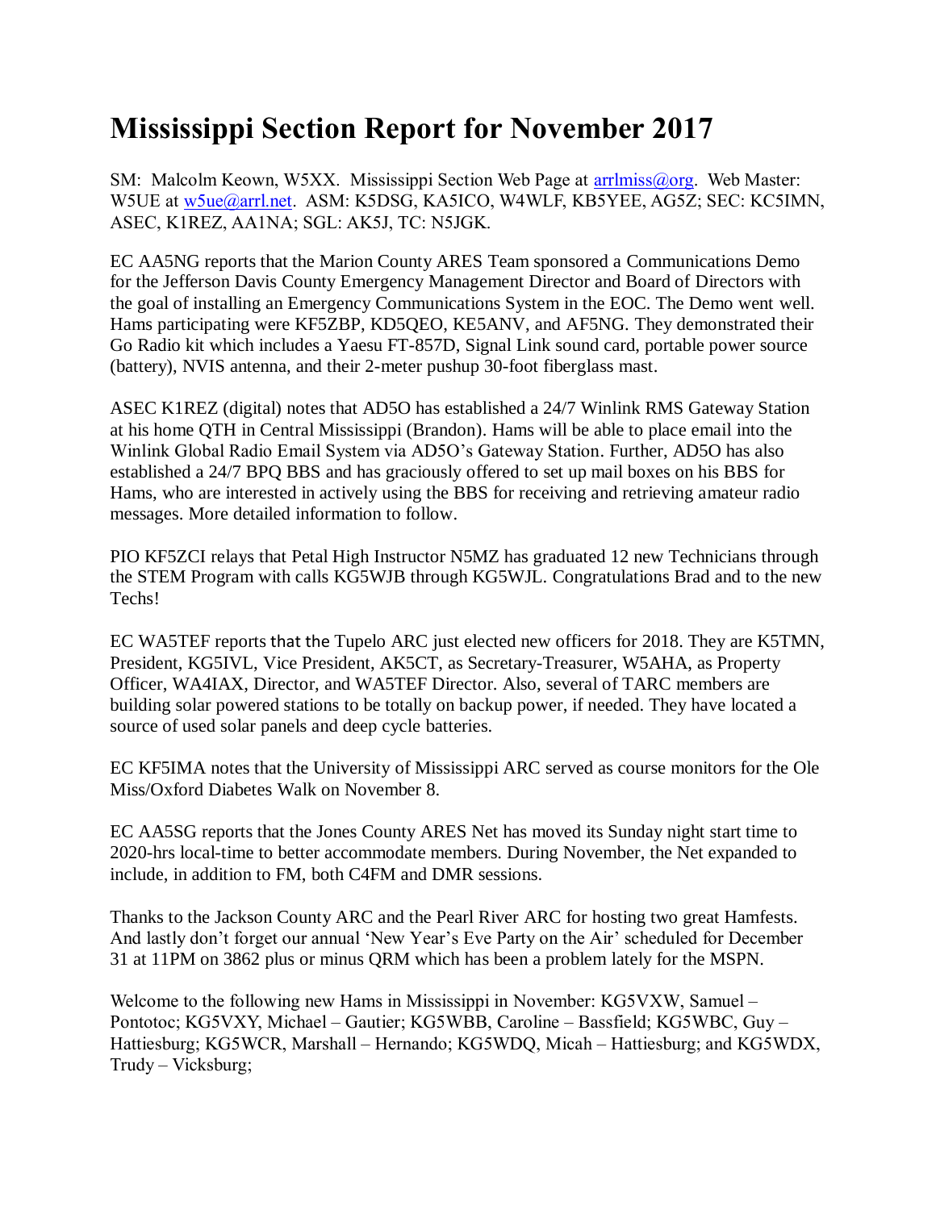# Mississippi Section Report for November 2017

SM: Malcolm Keown, W5XX. Mississippi Section Web Page at arrlmiss@org. Web Master: W5UE at w5ue@arrl.net. ASM: K5DSG, KA5ICO, W4WLF, KB5YEE, AG5Z; SEC: KC5IMN, ASEC, K1REZ, AA1NA; SGL: AK5J, TC: N5JGK.

EC AA5NG reports that the Marion County ARES Team sponsored a Communications Demo for the Jefferson Davis County Emergency Management Director and Board of Directors with the goal of installing an Emergency Communications System in the EOC. The Demo went well. Hams participating were KF5ZBP, KD5QEO, KE5ANV, and AF5NG. They demonstrated their Go Radio kit which includes a Yaesu FT-857D, Signal Link sound card, portable power source (battery), NVIS antenna, and their 2-meter pushup 30-foot fiberglass mast.

ASEC K1REZ (digital) notes that AD5O has established a 24/7 Winlink RMS Gateway Station at his home QTH in Central Mississippi (Brandon). Hams will be able to place email into the Winlink Global Radio Email System via AD5O's Gateway Station. Further, AD5O has also established a 24/7 BPQ BBS and has graciously offered to set up mail boxes on his BBS for Hams, who are interested in actively using the BBS for receiving and retrieving amateur radio messages. More detailed information to follow.

PIO KF5ZCI relays that Petal High Instructor N5MZ has graduated 12 new Technicians through the STEM Program with calls KG5WJB through KG5WJL. Congratulations Brad and to the new Techs!

EC WA5TEF reports that the Tupelo ARC just elected new officers for 2018. They are K5TMN, President, KG5IVL, Vice President, AK5CT, as Secretary-Treasurer, W5AHA, as Property Officer, WA4IAX, Director, and WA5TEF Director. Also, several of TARC members are building solar powered stations to be totally on backup power, if needed. They have located a source of used solar panels and deep cycle batteries.

EC KF5IMA notes that the University of Mississippi ARC served as course monitors for the Ole Miss/Oxford Diabetes Walk on November 8.

EC AA5SG reports that the Jones County ARES Net has moved its Sunday night start time to 2020-hrs local-time to better accommodate members. During November, the Net expanded to include, in addition to FM, both C4FM and DMR sessions.

Thanks to the Jackson County ARC and the Pearl River ARC for hosting two great Hamfests. And lastly don't forget our annual 'New Year's Eve Party on the Air' scheduled for December 31 at 11PM on 3862 plus or minus QRM which has been a problem lately for the MSPN.

Welcome to the following new Hams in Mississippi in November: KG5VXW, Samuel – Pontotoc; KG5VXY, Michael – Gautier; KG5WBB, Caroline – Bassfield; KG5WBC, Guy – Hattiesburg; KG5WCR, Marshall – Hernando; KG5WDQ, Micah – Hattiesburg; and KG5WDX, Trudy – Vicksburg;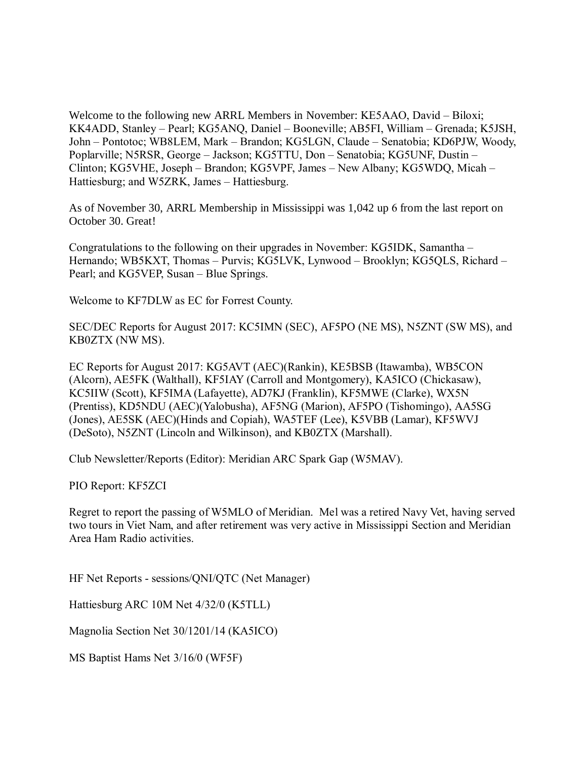Welcome to the following new ARRL Members in November: KE5AAO, David – Biloxi; KK4ADD, Stanley – Pearl; KG5ANQ, Daniel – Booneville; AB5FI, William – Grenada; K5JSH, John – Pontotoc; WB8LEM, Mark – Brandon; KG5LGN, Claude – Senatobia; KD6PJW, Woody, Poplarville; N5RSR, George – Jackson; KG5TTU, Don – Senatobia; KG5UNF, Dustin – Clinton; KG5VHE, Joseph – Brandon; KG5VPF, James – New Albany; KG5WDQ, Micah – Hattiesburg; and W5ZRK, James – Hattiesburg.

As of November 30, ARRL Membership in Mississippi was 1,042 up 6 from the last report on October 30. Great!

Congratulations to the following on their upgrades in November: KG5IDK, Samantha – Hernando; WB5KXT, Thomas – Purvis; KG5LVK, Lynwood – Brooklyn; KG5QLS, Richard – Pearl; and KG5VEP, Susan – Blue Springs.

Welcome to KF7DLW as EC for Forrest County.

SEC/DEC Reports for August 2017: KC5IMN (SEC), AF5PO (NE MS), N5ZNT (SW MS), and KB0ZTX (NW MS).

EC Reports for August 2017: KG5AVT (AEC)(Rankin), KE5BSB (Itawamba), WB5CON (Alcorn), AE5FK (Walthall), KF5IAY (Carroll and Montgomery), KA5ICO (Chickasaw), KC5IIW (Scott), KF5IMA (Lafayette), AD7KJ (Franklin), KF5MWE (Clarke), WX5N (Prentiss), KD5NDU (AEC)(Yalobusha), AF5NG (Marion), AF5PO (Tishomingo), AA5SG (Jones), AE5SK (AEC)(Hinds and Copiah), WA5TEF (Lee), K5VBB (Lamar), KF5WVJ (DeSoto), N5ZNT (Lincoln and Wilkinson), and KB0ZTX (Marshall).

Club Newsletter/Reports (Editor): Meridian ARC Spark Gap (W5MAV).

PIO Report: KF5ZCI

Regret to report the passing of W5MLO of Meridian. Mel was a retired Navy Vet, having served two tours in Viet Nam, and after retirement was very active in Mississippi Section and Meridian Area Ham Radio activities.

HF Net Reports - sessions/QNI/QTC (Net Manager)

Hattiesburg ARC 10M Net 4/32/0 (K5TLL)

Magnolia Section Net 30/1201/14 (KA5ICO)

MS Baptist Hams Net 3/16/0 (WF5F)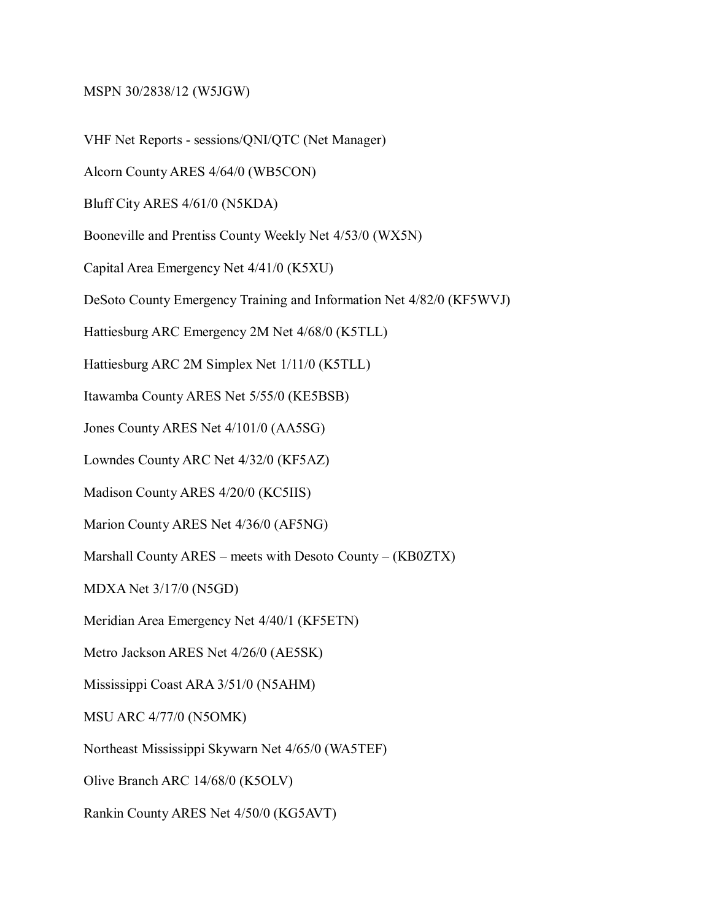MSPN 30/2838/12 (W5JGW)

VHF Net Reports - sessions/QNI/QTC (Net Manager)

Alcorn County ARES 4/64/0 (WB5CON)

Bluff City ARES 4/61/0 (N5KDA)

Booneville and Prentiss County Weekly Net 4/53/0 (WX5N)

Capital Area Emergency Net 4/41/0 (K5XU)

DeSoto County Emergency Training and Information Net 4/82/0 (KF5WVJ)

Hattiesburg ARC Emergency 2M Net 4/68/0 (K5TLL)

Hattiesburg ARC 2M Simplex Net 1/11/0 (K5TLL)

Itawamba County ARES Net 5/55/0 (KE5BSB)

Jones County ARES Net 4/101/0 (AA5SG)

Lowndes County ARC Net 4/32/0 (KF5AZ)

Madison County ARES 4/20/0 (KC5IIS)

Marion County ARES Net 4/36/0 (AF5NG)

Marshall County ARES – meets with Desoto County – (KB0ZTX)

MDXA Net 3/17/0 (N5GD)

Meridian Area Emergency Net 4/40/1 (KF5ETN)

Metro Jackson ARES Net 4/26/0 (AE5SK)

Mississippi Coast ARA 3/51/0 (N5AHM)

MSU ARC 4/77/0 (N5OMK)

Northeast Mississippi Skywarn Net 4/65/0 (WA5TEF)

Olive Branch ARC 14/68/0 (K5OLV)

Rankin County ARES Net 4/50/0 (KG5AVT)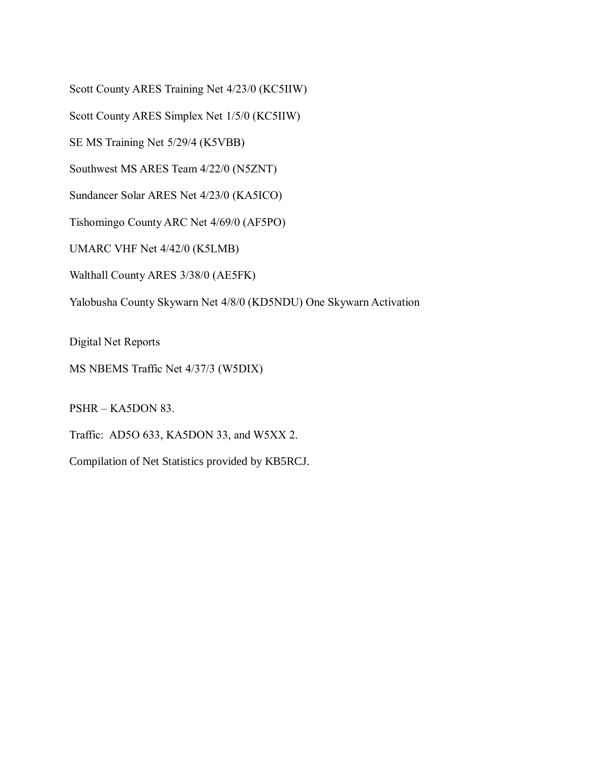Scott County ARES Training Net 4/23/0 (KC5IIW)

Scott County ARES Simplex Net 1/5/0 (KC5IIW)

SE MS Training Net 5/29/4 (K5VBB)

Southwest MS ARES Team 4/22/0 (N5ZNT)

Sundancer Solar ARES Net 4/23/0 (KA5ICO)

Tishomingo County ARC Net 4/69/0 (AF5PO)

UMARC VHF Net 4/42/0 (K5LMB)

Walthall County ARES 3/38/0 (AE5FK)

Yalobusha County Skywarn Net 4/8/0 (KD5NDU) One Skywarn Activation

Digital Net Reports

MS NBEMS Traffic Net 4/37/3 (W5DIX)

PSHR – KA5DON 83.

Traffic: AD5O 633, KA5DON 33, and W5XX 2.

Compilation of Net Statistics provided by KB5RCJ.